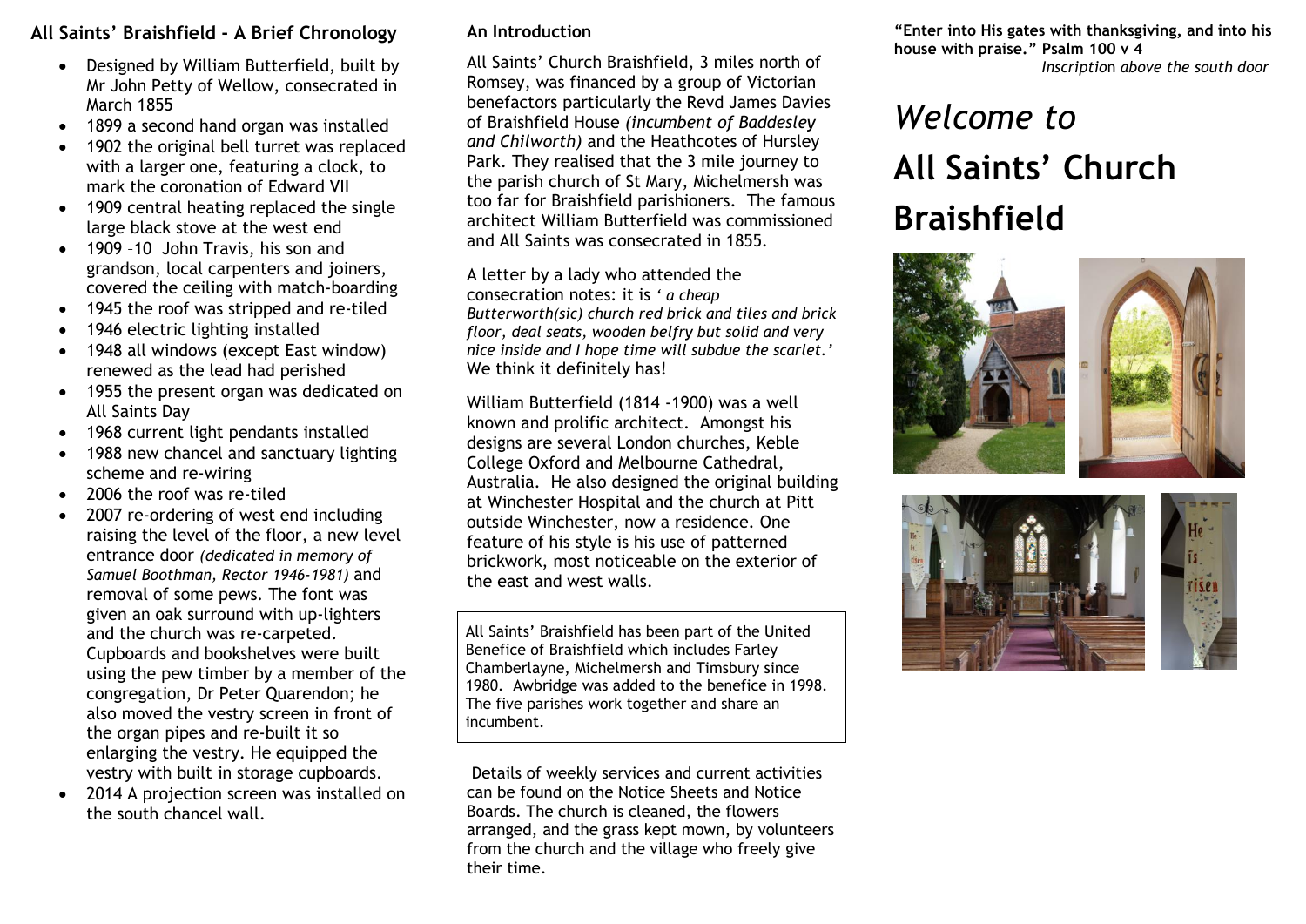## All Saints' Braishfield – A Brief Chronology

- Designed by William Butterfield, built by Mr John Petty of Wellow, consecrated in March 1855
- 1899 a second hand organ was installed
- 1902 the original bell turret was replaced with a larger one, featuring a clock, to mark the coronation of Edward VII
- 1909 central heating replaced the single large black stove at the west end
- 1909 –10 John Travis, his son and grandson, local carpenters and joiners, covered the ceiling with match-boarding
- 1945 the roof was stripped and re-tiled
- 1946 electric lighting installed
- 1948 all windows (except East window) renewed as the lead had perished
- 1955 the present organ was dedicated on All Saints Day
- 1968 current light pendants installed
- 1988 new chancel and sanctuary lighting scheme and re-wiring
- 2006 the roof was re-tiled
- 2007 re-ordering of west end including raising the level of the floor, a new level entrance door *(dedicated in memory of Samuel Boothman, Rector 1946-1981)* and removal of some pews. The font was given an oak surround with up-lighters and the church was re-carpeted. Cupboards and bookshelves were built using the pew timber by a member of the congregation, Dr Peter Quarendon; he also moved the vestry screen in front of the organ pipes and re-built it so enlarging the vestry. He equipped the vestry with built in storage cupboards.
- 2014 A projection screen was installed on the south chancel wall.

## An Introduction

All Saints' Church Braishfield, 3 miles north of Romsey, was financed by a group of Victorian benefactors particularly the Revd James Davies of Braishfield House *(incumbent of Baddesley and Chilworth)* and the Heathcotes of Hursley Park. They realised that the 3 mile journey to the parish church of St Mary, Michelmersh was too far for Braishfield parishioners. The famous architect William Butterfield was commissioned and All Saints was consecrated in 1855.

A letter by a lady who attended the consecration notes: it is *' a cheap Butterworth(sic) church red brick and tiles and brick floor, deal seats, wooden belfry but solid and very nice inside and I hope time will subdue the scarlet.'* We think it definitely has!

William Butterfield (1814 -1900) was a well known and prolific architect. Amongst his designs are several London churches, Keble College Oxford and Melbourne Cathedral, Australia. He also designed the original building at Winchester Hospital and the church at Pitt outside Winchester, now a residence. One feature of his style is his use of patterned brickwork, most noticeable on the exterior of the east and west walls.

All Saints' Braishfield has been part of the United Benefice of Braishfield which includes Farley Chamberlayne, Michelmersh and Timsbury since 1980. Awbridge was added to the benefice in 1998. The five parishes work together and share an incumbent.

Details of weekly services and current activities can be found on the Notice Sheets and Notice Boards. The church is cleaned, the flowers arranged, and the grass kept mown, by volunteers from the church and the village who freely give their time.

**"Enter into His gates with thanksgiving, and into his house with praise." Psalm 100 v 4**
*Inscription above the south door*

# *Welcome to* **All Saints' Church Braishfield**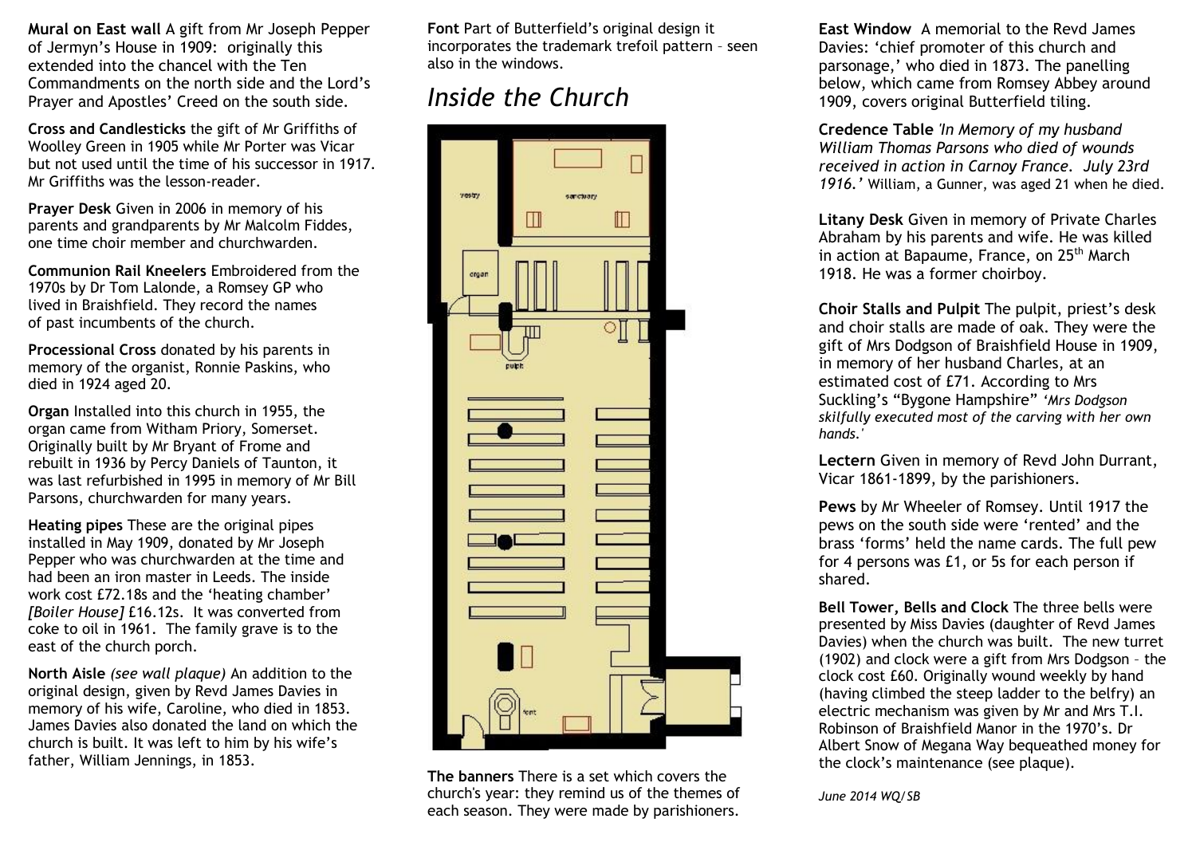**Mural on East wall** A gift from Mr Joseph Pepper of Jermyn's House in 1909: originally this extended into the chancel with the Ten Commandments on the north side and the Lord's Prayer and Apostles' Creed on the south side.

**Cross and Candlesticks** the gift of Mr Griffiths of Woolley Green in 1905 while Mr Porter was Vicar but not used until the time of his successor in 1917. Mr Griffiths was the lesson-reader.

**Prayer Desk** Given in 2006 in memory of his parents and grandparents by Mr Malcolm Fiddes, one time choir member and churchwarden.

**Communion Rail Kneelers** Embroidered from the 1970s by Dr Tom Lalonde, a Romsey GP who lived in Braishfield. They record the names of past incumbents of the church.

**Processional Cross** donated by his parents in memory of the organist, Ronnie Paskins, who died in 1924 aged 20.

**Organ** Installed into this church in 1955, the organ came from Witham Priory, Somerset. Originally built by Mr Bryant of Frome and rebuilt in 1936 by Percy Daniels of Taunton, it was last refurbished in 1995 in memory of Mr Bill Parsons, churchwarden for many years.

**Heating pipes** These are the original pipes installed in May 1909, donated by Mr Joseph Pepper who was churchwarden at the time and had been an iron master in Leeds. The inside work cost £72.18s and the 'heating chamber' *[Boiler House]* £16.12s. It was converted from coke to oil in 1961. The family grave is to the east of the church porch.

**North Aisle** *(see wall plaque)* An addition to the original design, given by Revd James Davies in memory of his wife, Caroline, who died in 1853. James Davies also donated the land on which the church is built. It was left to him by his wife's father, William Jennings, in 1853.

**Font** Part of Butterfield's original design it incorporates the trademark trefoil pattern – seen also in the windows.

## *Inside the Church*

vestry

sanctuary

organ

pulpit

font

**The banners** There is a set which covers the church's year: they remind us of the themes of each season. They were made by parishioners.

**East Window** A memorial to the Revd James Davies: 'chief promoter of this church and parsonage,' who died in 1873. The panelling below, which came from Romsey Abbey around 1909, covers original Butterfield tiling.

**Credence Table** *'In Memory of my husband William Thomas Parsons who died of wounds received in action in Carnoy France. July 23rd 1916.'* William, a Gunner, was aged 21 when he died.

**Litany Desk** Given in memory of Private Charles Abraham by his parents and wife. He was killed in action at Bapaume, France, on 25th March 1918. He was a former choirboy.

**Choir Stalls and Pulpit** The pulpit, priest's desk and choir stalls are made of oak. They were the gift of Mrs Dodgson of Braishfield House in 1909, in memory of her husband Charles, at an estimated cost of £71. According to Mrs Suckling's "Bygone Hampshire" *'Mrs Dodgson skilfully executed most of the carving with her own hands.'*

**Lectern** Given in memory of Revd John Durrant, Vicar 1861-1899, by the parishioners.

**Pews** by Mr Wheeler of Romsey. Until 1917 the pews on the south side were 'rented' and the brass 'forms' held the name cards. The full pew for 4 persons was £1, or 5s for each person if shared.

**Bell Tower, Bells and Clock** The three bells were presented by Miss Davies (daughter of Revd James Davies) when the church was built. The new turret (1902) and clock were a gift from Mrs Dodgson – the clock cost £60. Originally wound weekly by hand (having climbed the steep ladder to the belfry) an electric mechanism was given by Mr and Mrs T.I. Robinson of Braishfield Manor in the 1970's. Dr Albert Snow of Megana Way bequeathed money for the clock's maintenance (see plaque).

*June 2014 WQ/SB*